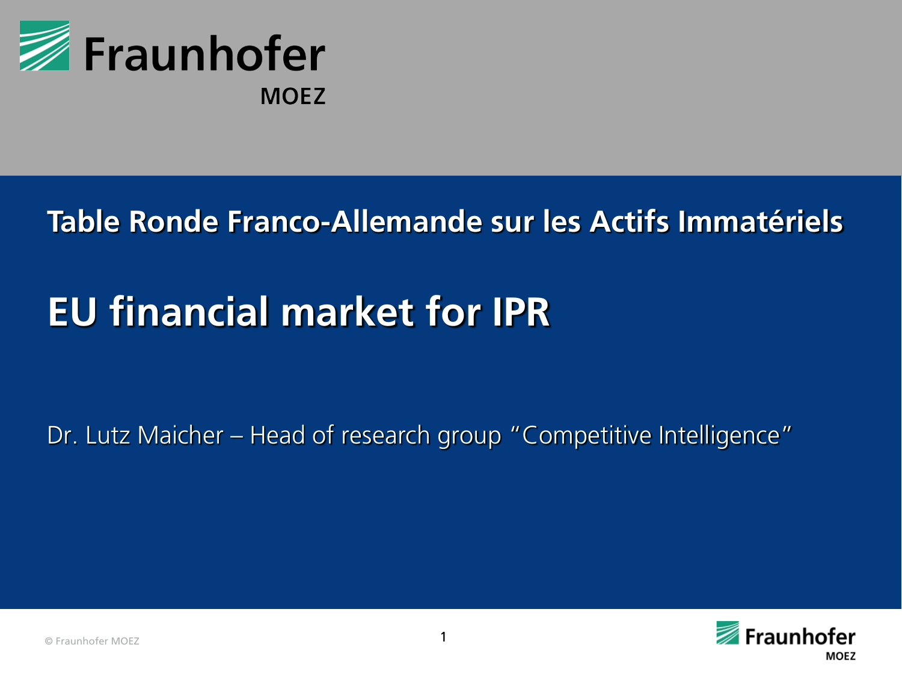Fraunhofer

MOEZ

## Table Ronde Franco-Allemande sur les Actifs Immatériels

# EU financial market for IPR

Dr. Lutz Maicher – Head of research group "Competitive Intelligence"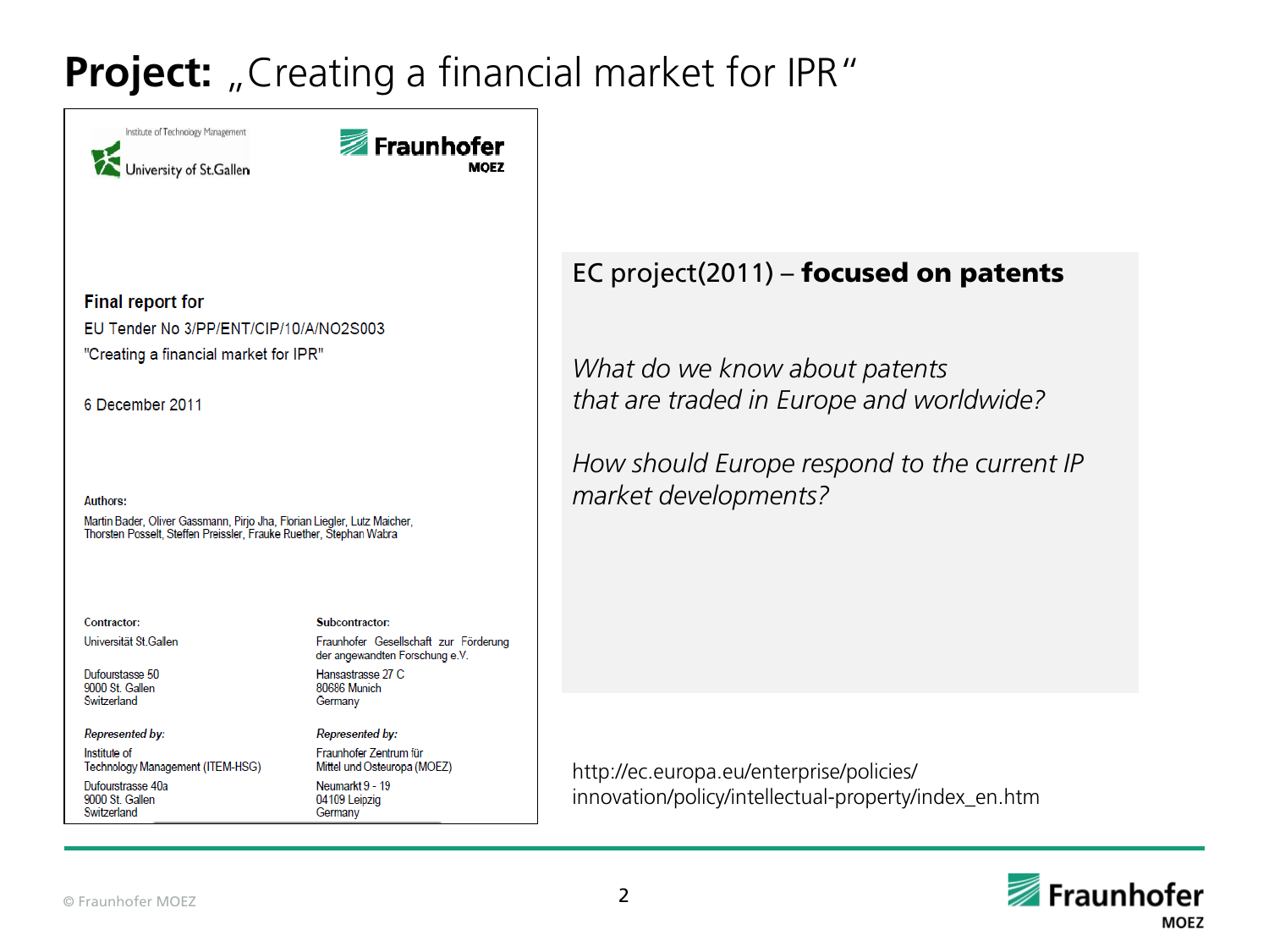# **Project:** „Creating a financial market for IPR"

Institute of Technology Management

University of St.Gallen

Fraunhofer MOEZ

**Final report for**

EU Tender No 3/PP/ENT/CIP/10/A/NO2S003

"Creating a financial market for IPR"

6 December 2011

Authors:

Martin Bader, Oliver Gassmann, Pirjo Jha, Florian Liegler, Lutz Maicher, Thorsten Posselt, Steffen Preissler, Frauke Ruether, Stephan Wabra

Contractor:

Universität St.Gallen

Dufourstasse 50
9000 St. Gallen
Switzerland

*Represented by:*

Institute of Technology Management (ITEM-HSG)

Dufourstrasse 40a
9000 St. Gallen
Switzerland

Subcontractor:

Fraunhofer Gesellschaft zur Förderung der angewandten Forschung e.V.

Hansastrasse 27 C
80686 Munich
Germany

*Represented by:*

Fraunhofer Zentrum für Mittel und Osteuropa (MOEZ)

Neumarkt 9 - 19
04109 Leipzig
Germany

EC project(2011) – **focused on patents**

*What do we know about patents that are traded in Europe and worldwide?*

*How should Europe respond to the current IP market developments?*

http://ec.europa.eu/enterprise/policies/innovation/policy/intellectual-property/index_en.htm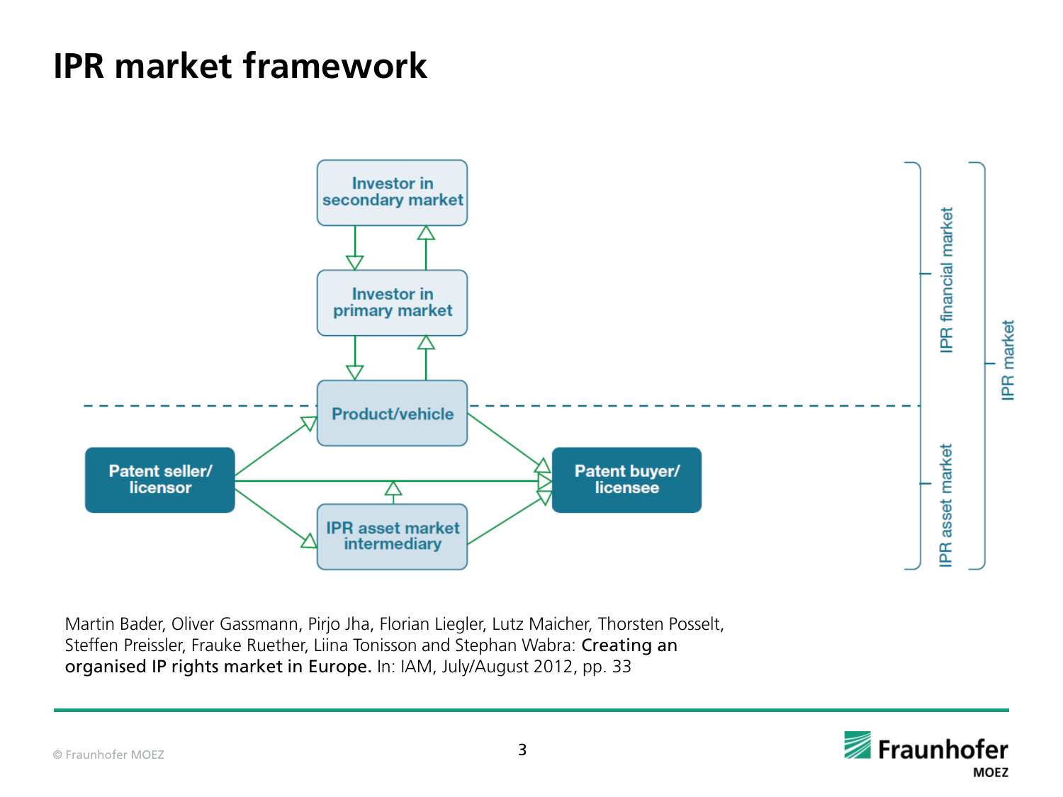# IPR market framework

Investor in secondary market

Investor in primary market

Product/vehicle

Patent seller/ licensor

IPR asset market intermediary

Patent buyer/ licensee

IPR financial market

IPR asset market

IPR market

Martin Bader, Oliver Gassmann, Pirjo Jha, Florian Liegler, Lutz Maicher, Thorsten Posselt, Steffen Preissler, Frauke Ruether, Liina Tonisson and Stephan Wabra: **Creating an organised IP rights market in Europe.** In: IAM, July/August 2012, pp. 33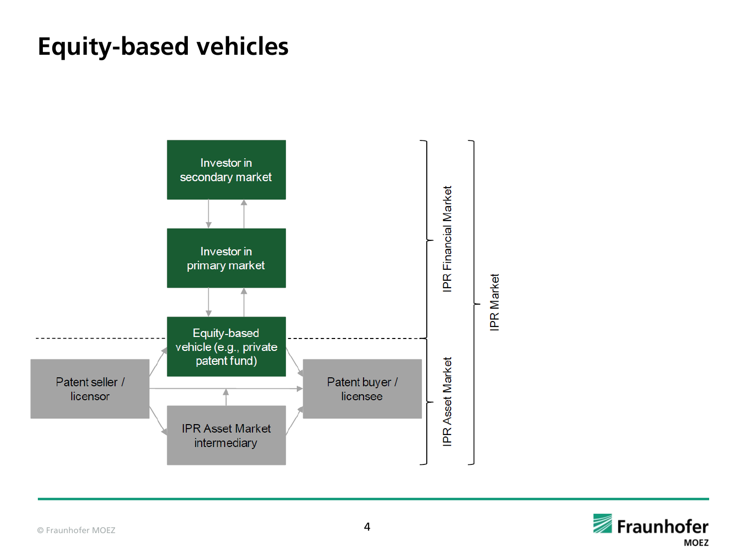# Equity-based vehicles

Investor in secondary market

Investor in primary market

Equity-based vehicle (e.g., private patent fund)

Patent seller / licensor

Patent buyer / licensee

IPR Asset Market intermediary

IPR Financial Market

IPR Asset Market

IPR Market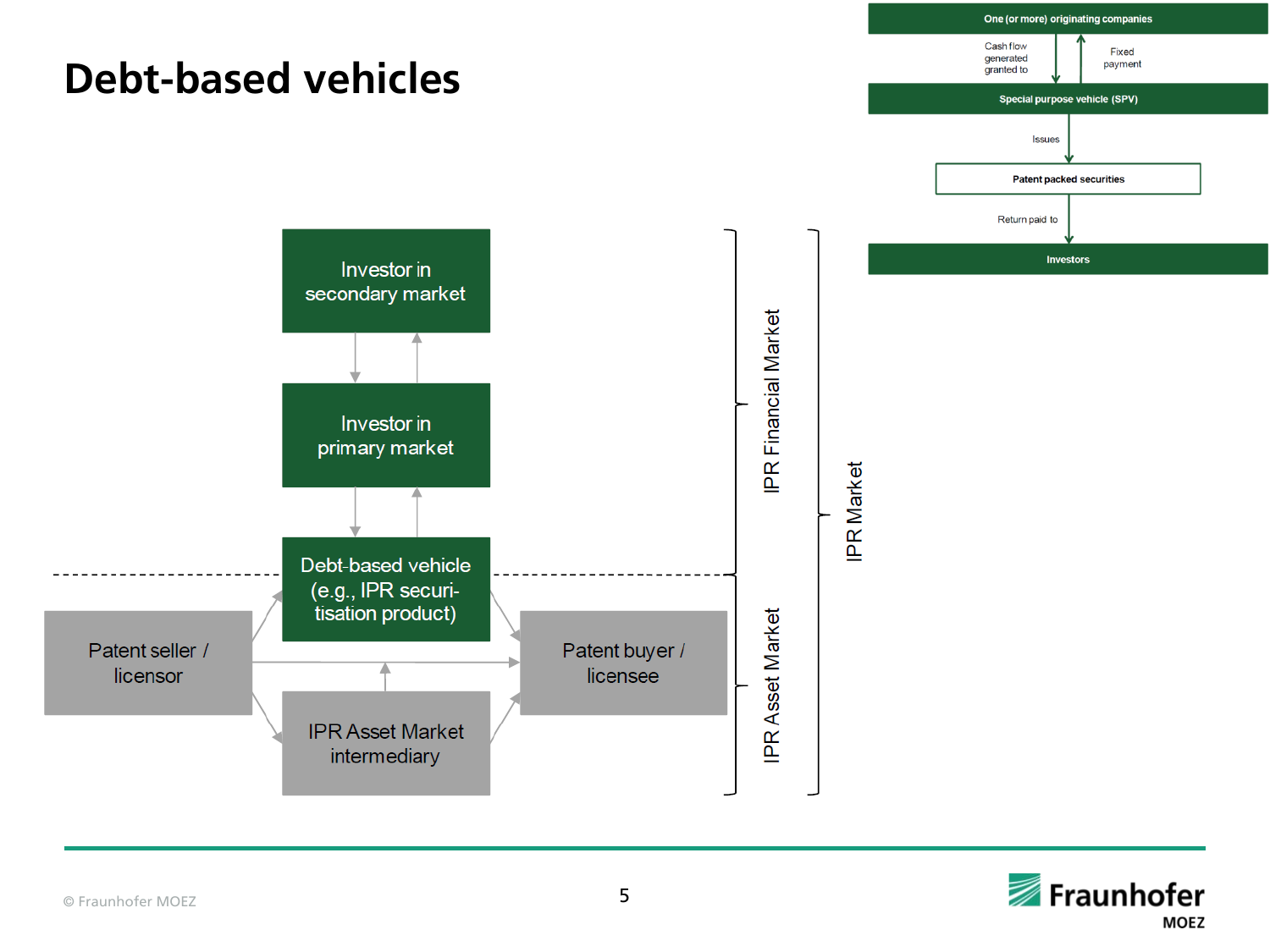# Debt-based vehicles

One (or more) originating companies

Cash flow generated granted to

Fixed payment

Special purpose vehicle (SPV)

Issues

Patent packed securities

Return paid to

Investors

Investor in secondary market

Investor in primary market

Debt-based vehicle (e.g., IPR securi-tisation product)

Patent seller / licensor

Patent buyer / licensee

IPR Asset Market intermediary

IPR Financial Market

IPR Asset Market

IPR Market

© Fraunhofer MOEZ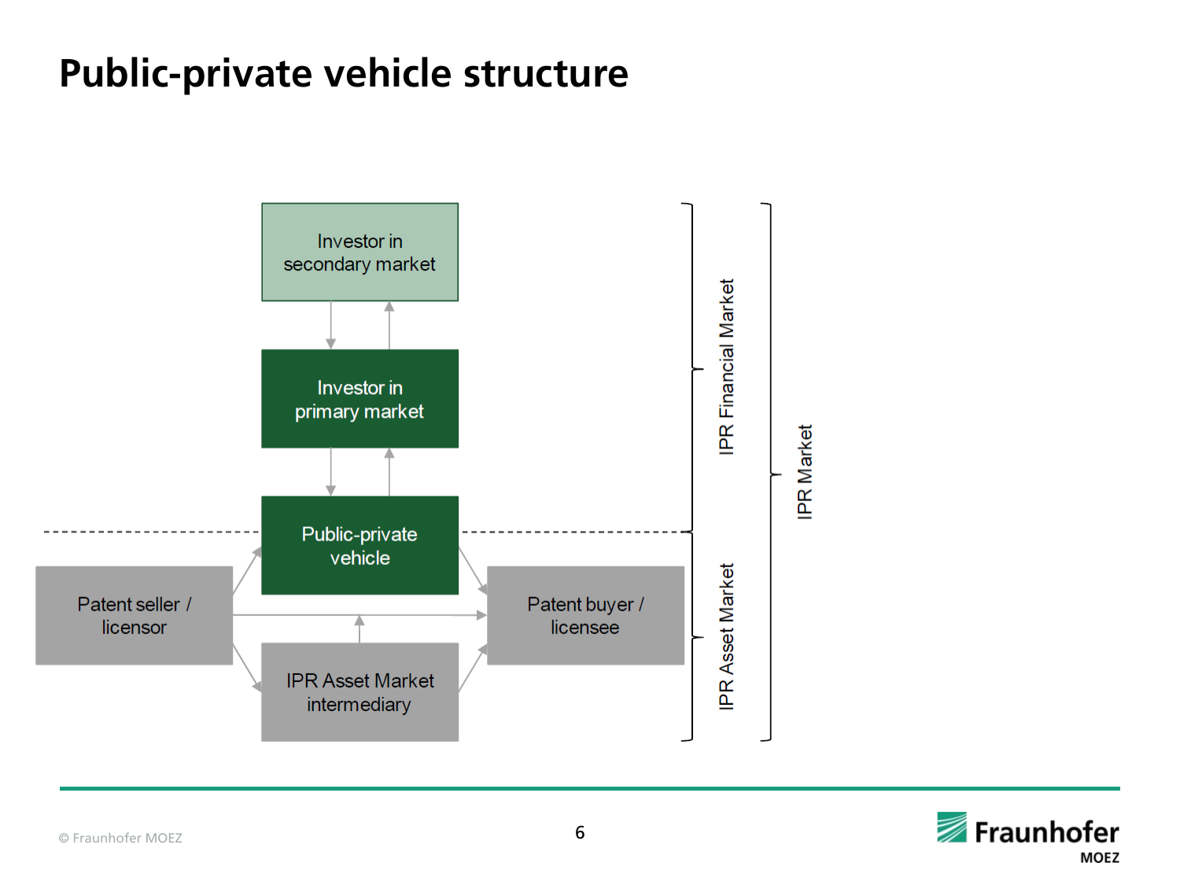# Public-private vehicle structure

Investor in secondary market

Investor in primary market

Public-private vehicle

Patent seller / licensor

IPR Asset Market intermediary

Patent buyer / licensee

IPR Financial Market

IPR Asset Market

IPR Market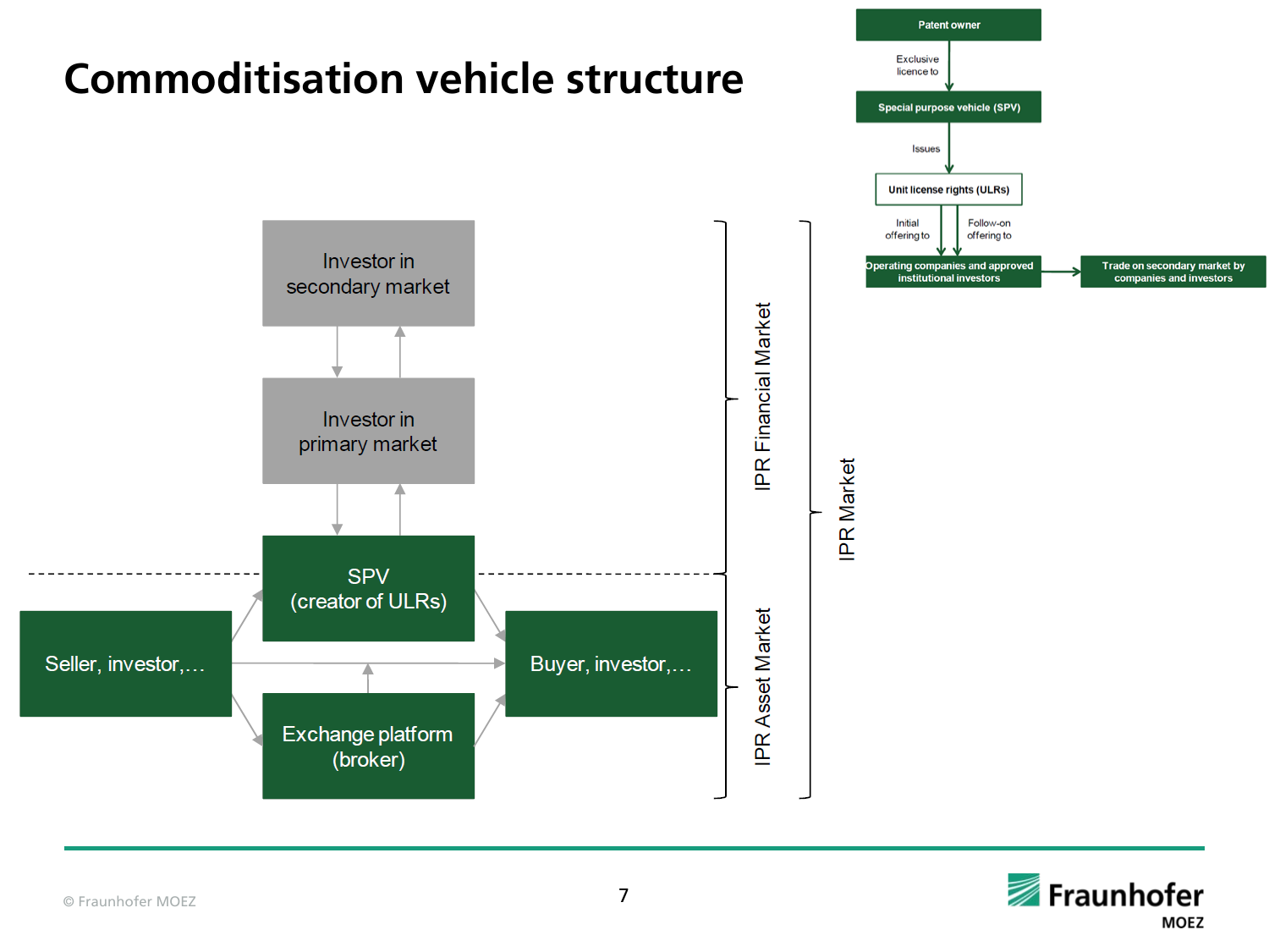# Commoditisation vehicle structure

Patent owner

Exclusive licence to

Special purpose vehicle (SPV)

Issues

Unit license rights (ULRs)

Initial offering to

Follow-on offering to

Operating companies and approved institutional investors

Trade on secondary market by companies and investors

Investor in secondary market

Investor in primary market

SPV (creator of ULRs)

Seller, investor,…

Buyer, investor,…

Exchange platform (broker)

IPR Financial Market

IPR Asset Market

IPR Market

© Fraunhofer MOEZ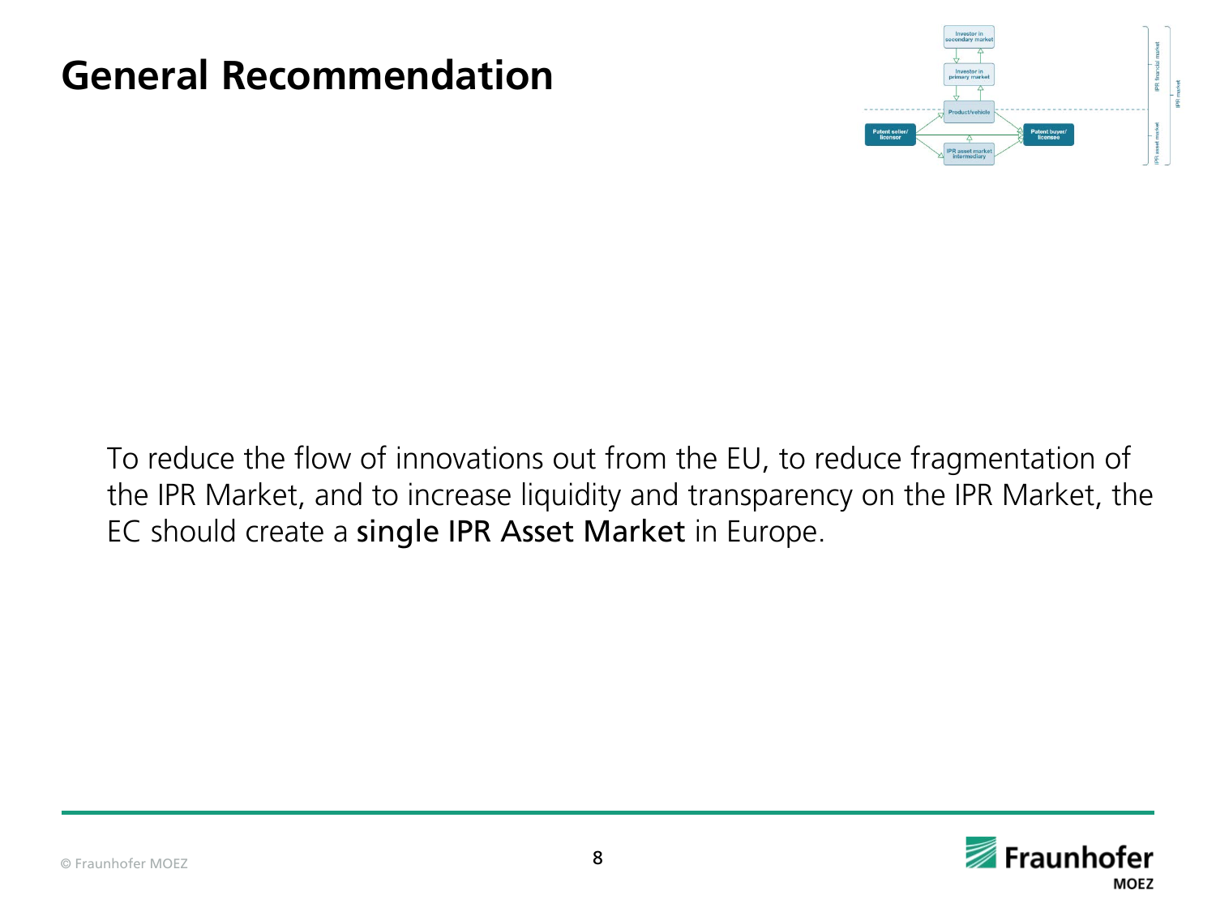# General Recommendation

To reduce the flow of innovations out from the EU, to reduce fragmentation of the IPR Market, and to increase liquidity and transparency on the IPR Market, the EC should create a single IPR Asset Market in Europe.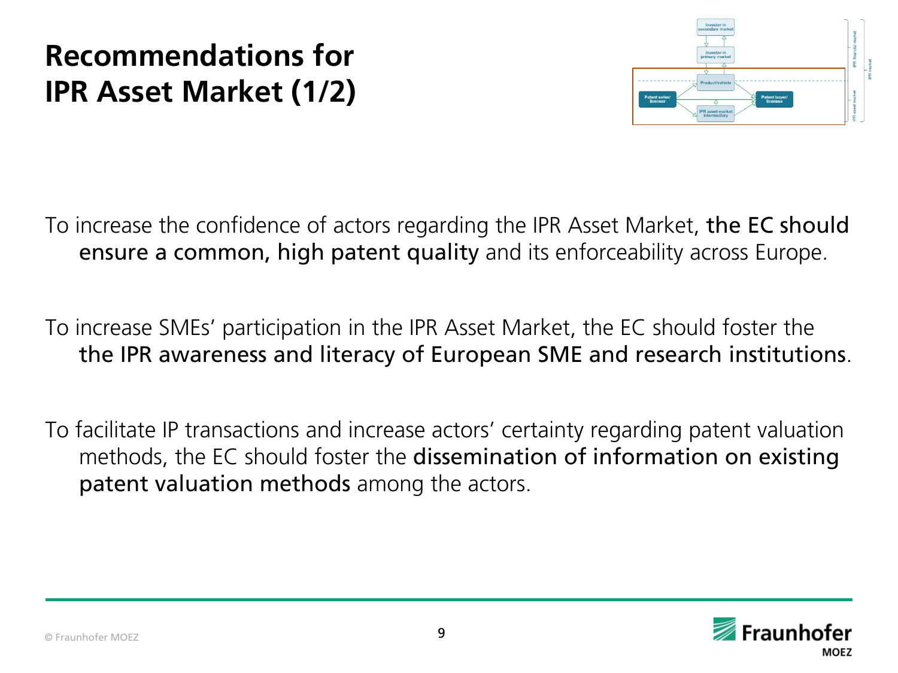# Recommendations for IPR Asset Market (1/2)

To increase the confidence of actors regarding the IPR Asset Market, the EC should ensure a common, high patent quality and its enforceability across Europe.

To increase SMEs' participation in the IPR Asset Market, the EC should foster the the IPR awareness and literacy of European SME and research institutions.

To facilitate IP transactions and increase actors' certainty regarding patent valuation methods, the EC should foster the dissemination of information on existing patent valuation methods among the actors.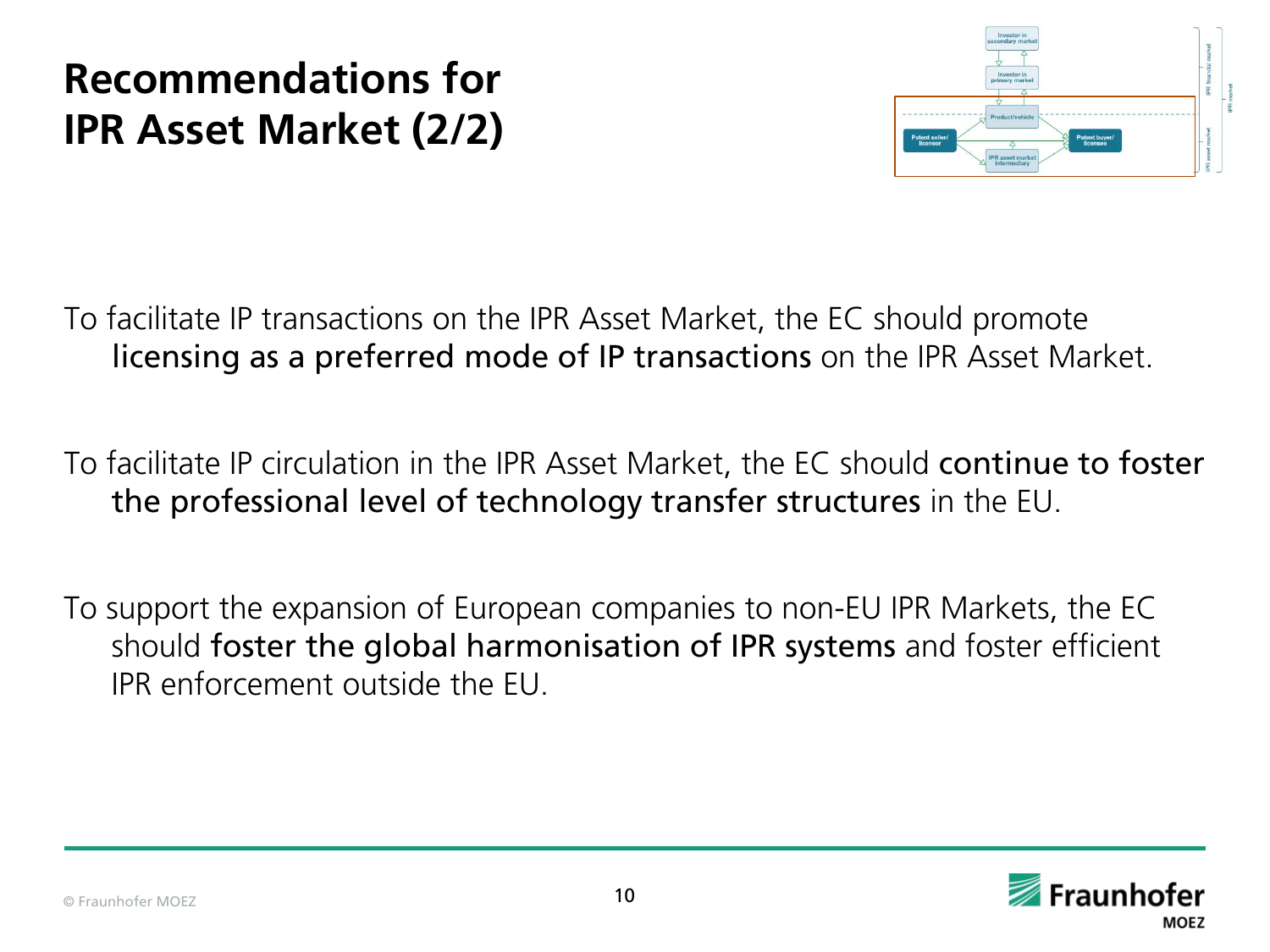# Recommendations for IPR Asset Market (2/2)

To facilitate IP transactions on the IPR Asset Market, the EC should promote **licensing as a preferred mode of IP transactions** on the IPR Asset Market.

To facilitate IP circulation in the IPR Asset Market, the EC should **continue to foster the professional level of technology transfer structures** in the EU.

To support the expansion of European companies to non-EU IPR Markets, the EC should **foster the global harmonisation of IPR systems** and foster efficient IPR enforcement outside the EU.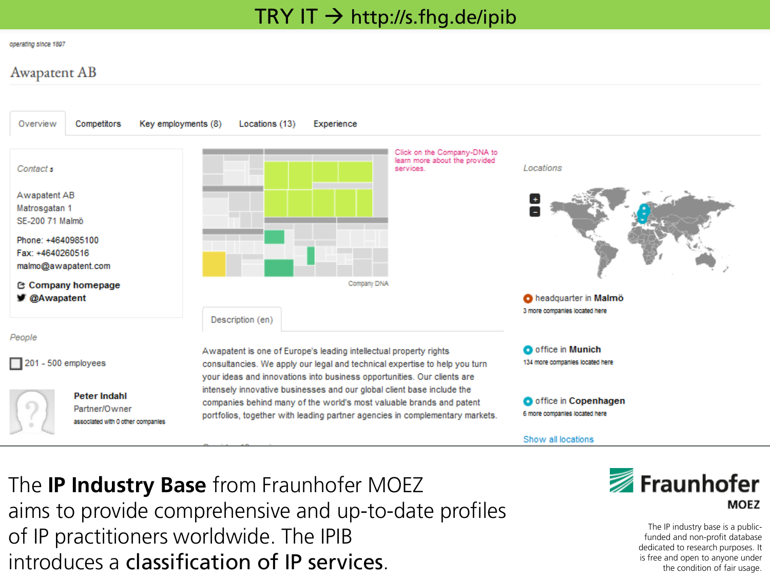TRY IT → http://s.fhg.de/ipib

operating since 1897

# Awapatent AB

Overview | Competitors | Key employments (8) | Locations (13) | Experience

*Contacts*

Awapatent AB
Matrosgatan 1
SE-200 71 Malmö

Phone: +4640985100
Fax: +4640260516
malmo@awapatent.com

**Company homepage**
**@Awapatent**

*People*

201 - 500 employees

**Peter Indahl**
Partner/Owner
associated with 0 other companies

Click on the Company-DNA to learn more about the provided services.

Company DNA

Description (en)

Awapatent is one of Europe's leading intellectual property rights consultancies. We apply our legal and technical expertise to help you turn your ideas and innovations into business opportunities. Our clients are intensely innovative businesses and our global client base include the companies behind many of the world's most valuable brands and patent portfolios, together with leading partner agencies in complementary markets.

*Locations*

headquarter in **Malmö**
3 more companies located here

office in **Munich**
134 more companies located here

office in **Copenhagen**
6 more companies located here

Show all locations

The **IP Industry Base** from Fraunhofer MOEZ aims to provide comprehensive and up-to-date profiles of IP practitioners worldwide. The IPIB introduces a **classification of IP services**.

Fraunhofer MOEZ

The IP industry base is a public-funded and non-profit database dedicated to research purposes. It is free and open to anyone under the condition of fair usage.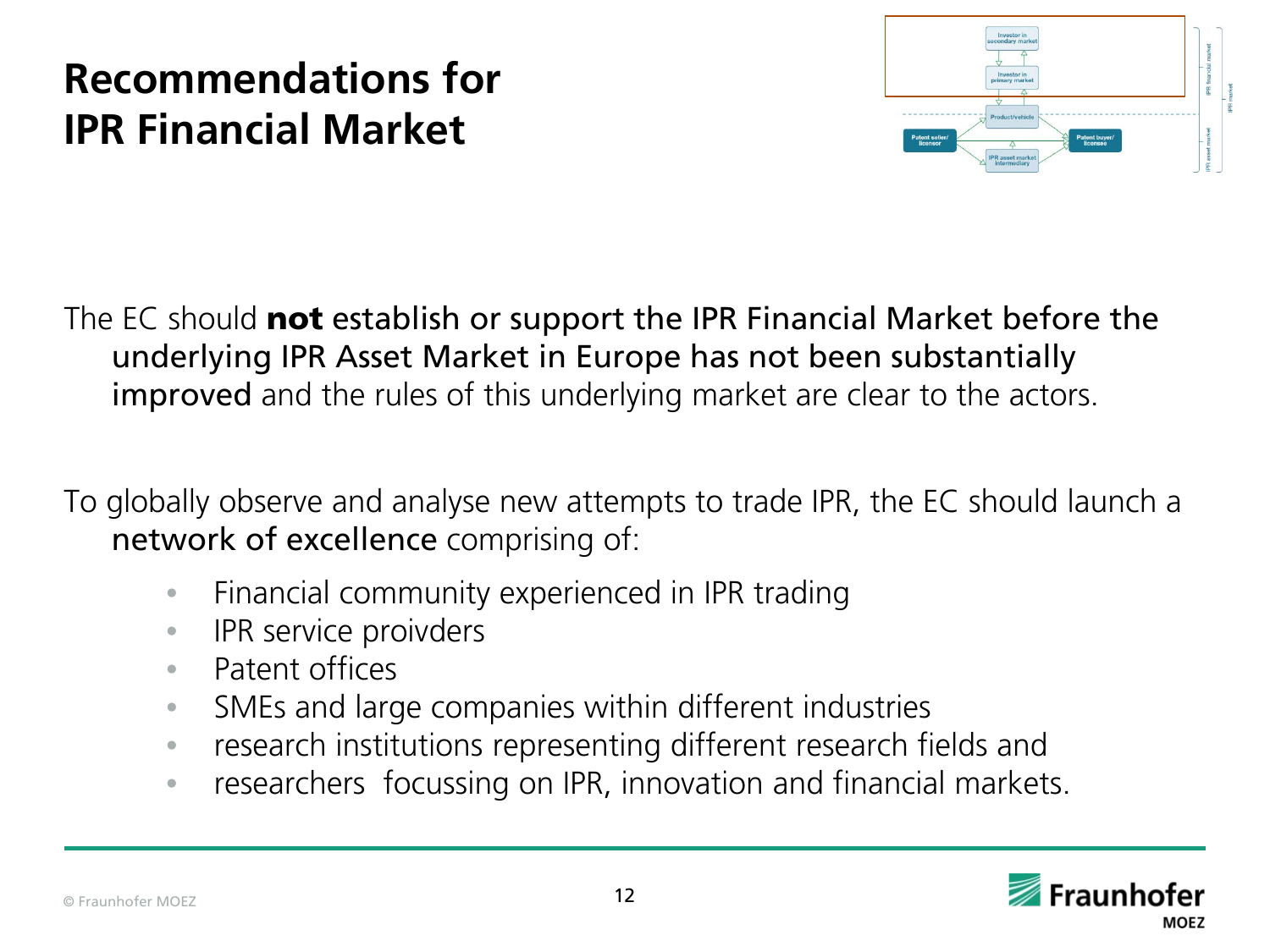# Recommendations for IPR Financial Market

The EC should **not** establish or support the IPR Financial Market before the underlying IPR Asset Market in Europe has not been substantially improved and the rules of this underlying market are clear to the actors.

To globally observe and analyse new attempts to trade IPR, the EC should launch a network of excellence comprising of:

- Financial community experienced in IPR trading
- IPR service proivders
- Patent offices
- SMEs and large companies within different industries
- research institutions representing different research fields and
- researchers  focussing on IPR, innovation and financial markets.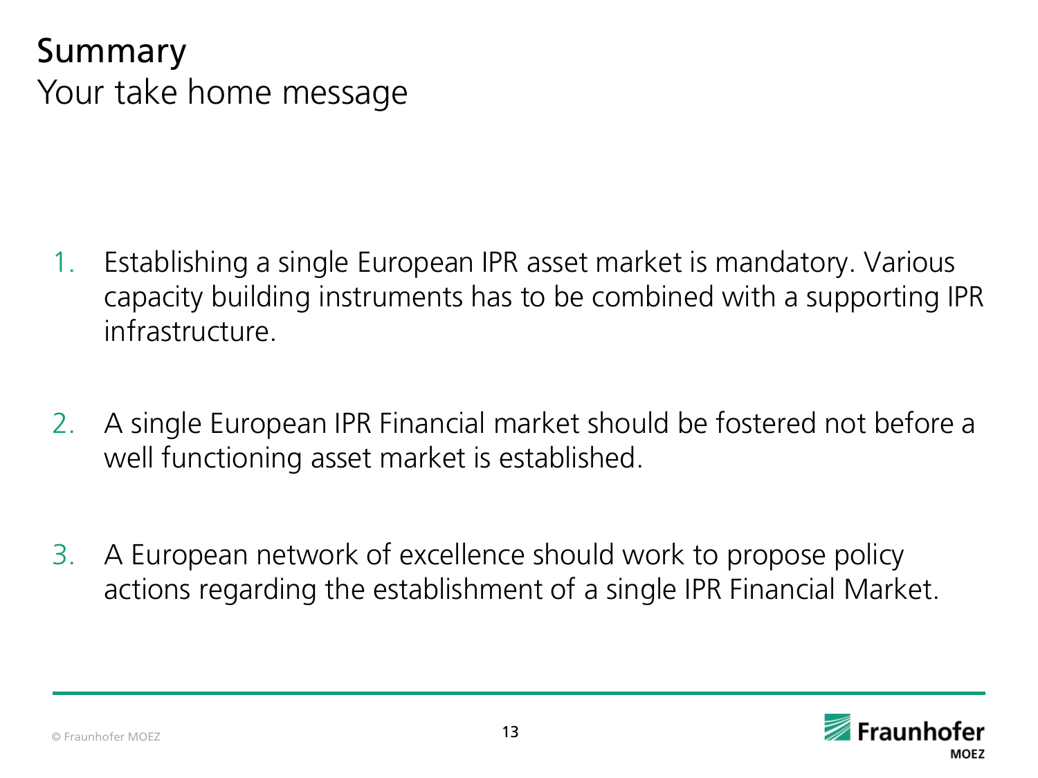# Summary
## Your take home message

1. Establishing a single European IPR asset market is mandatory. Various capacity building instruments has to be combined with a supporting IPR infrastructure.

2. A single European IPR Financial market should be fostered not before a well functioning asset market is established.

3. A European network of excellence should work to propose policy actions regarding the establishment of a single IPR Financial Market.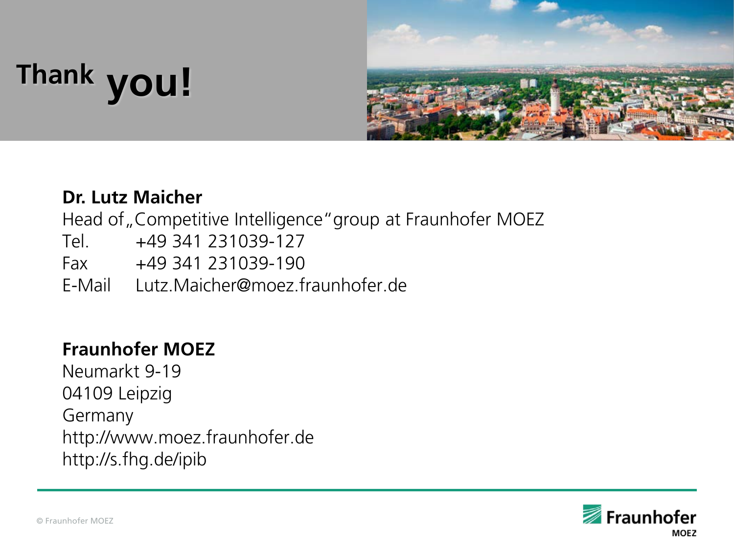# Thank you!

**Dr. Lutz Maicher**

Head of„Competitive Intelligence"group at Fraunhofer MOEZ

Tel. +49 341 231039-127

Fax +49 341 231039-190

E-Mail Lutz.Maicher@moez.fraunhofer.de

**Fraunhofer MOEZ**

Neumarkt 9-19

04109 Leipzig

Germany

http://www.moez.fraunhofer.de

http://s.fhg.de/ipib